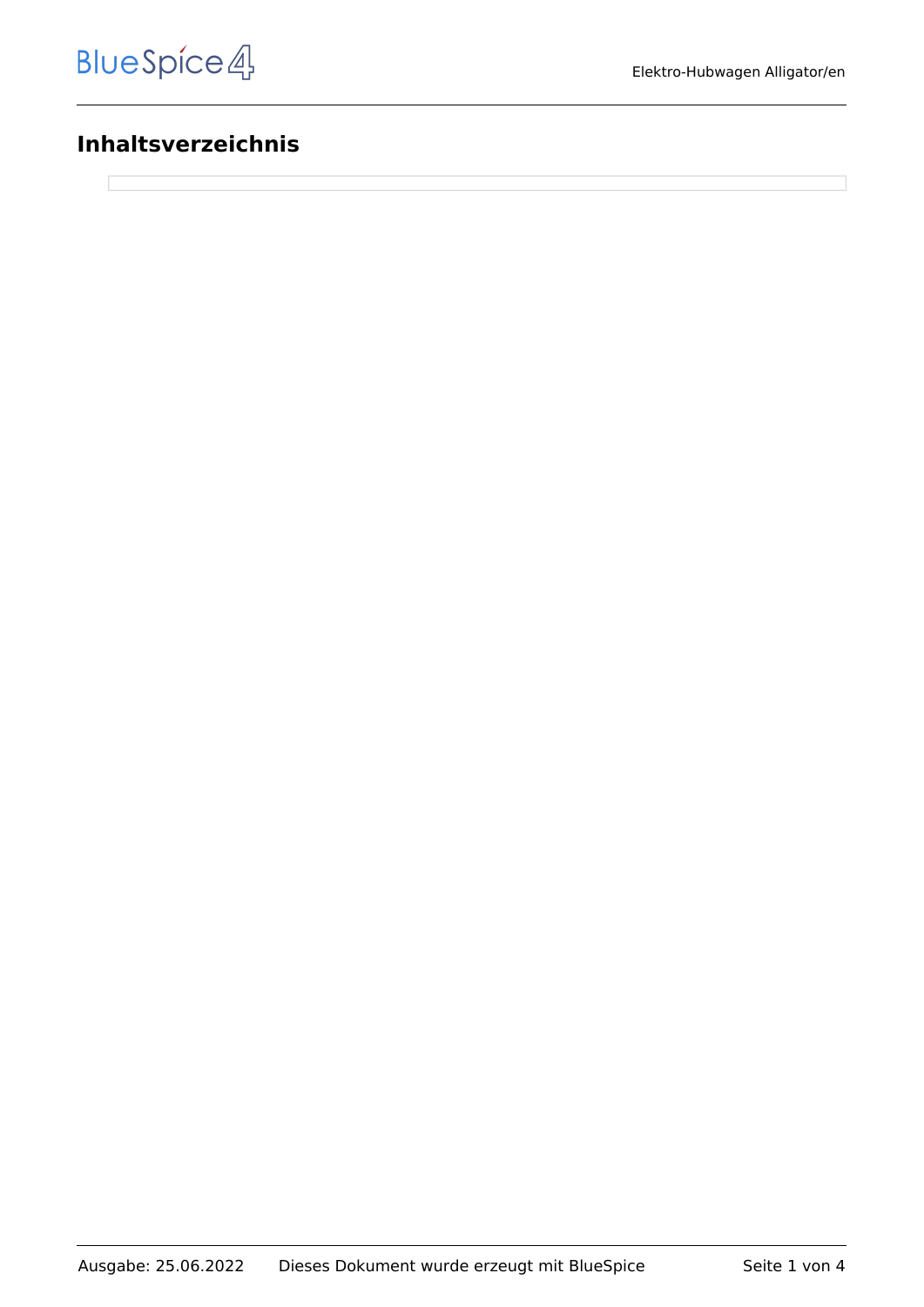# Inhaltsverzeichnis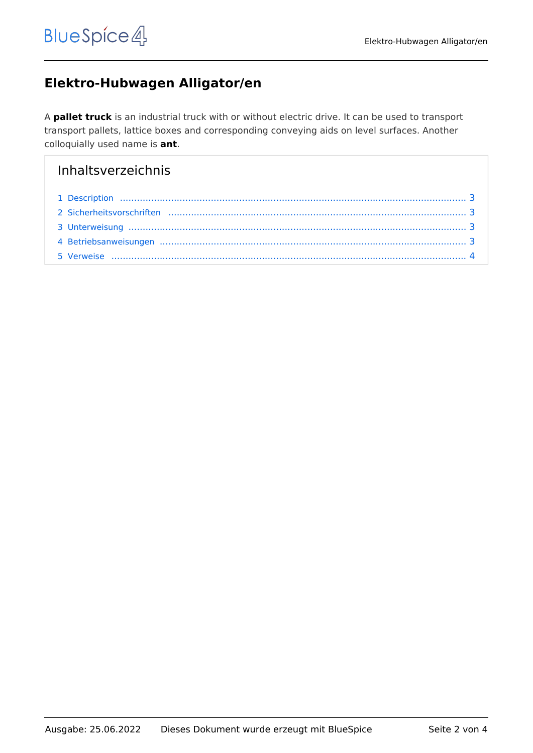# Elektro-Hubwagen Alligator/en

A **pallet truck** is an industrial truck with or without electric drive. It can be used to transport transport pallets, lattice boxes and corresponding conveying aids on level surfaces. Another colloquially used name is **ant**.

## Inhaltsverzeichnis

1 Description .......... 3
2 Sicherheitsvorschriften .......... 3
3 Unterweisung .......... 3
4 Betriebsanweisungen .......... 3
5 Verweise .......... 4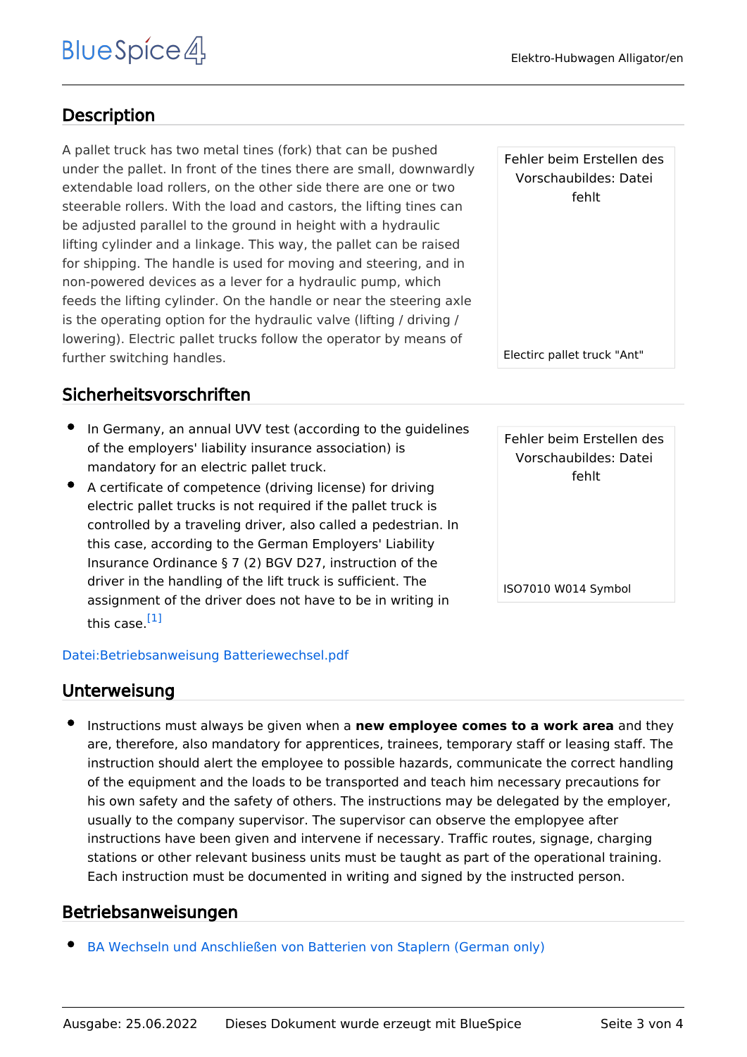## Description

A pallet truck has two metal tines (fork) that can be pushed under the pallet. In front of the tines there are small, downwardly extendable load rollers, on the other side there are one or two steerable rollers. With the load and castors, the lifting tines can be adjusted parallel to the ground in height with a hydraulic lifting cylinder and a linkage. This way, the pallet can be raised for shipping. The handle is used for moving and steering, and in non-powered devices as a lever for a hydraulic pump, which feeds the lifting cylinder. On the handle or near the steering axle is the operating option for the hydraulic valve (lifting / driving / lowering). Electric pallet trucks follow the operator by means of further switching handles.

Fehler beim Erstellen des Vorschaubildes: Datei fehlt

Electirc pallet truck "Ant"

## Sicherheitsvorschriften

- In Germany, an annual UVV test (according to the guidelines of the employers' liability insurance association) is mandatory for an electric pallet truck.
- A certificate of competence (driving license) for driving electric pallet trucks is not required if the pallet truck is controlled by a traveling driver, also called a pedestrian. In this case, according to the German Employers' Liability Insurance Ordinance § 7 (2) BGV D27, instruction of the driver in the handling of the lift truck is sufficient. The assignment of the driver does not have to be in writing in this case.[1]

Fehler beim Erstellen des Vorschaubildes: Datei fehlt

ISO7010 W014 Symbol

Datei:Betriebsanweisung Batteriewechsel.pdf

## Unterweisung

- Instructions must always be given when a **new employee comes to a work area** and they are, therefore, also mandatory for apprentices, trainees, temporary staff or leasing staff. The instruction should alert the employee to possible hazards, communicate the correct handling of the equipment and the loads to be transported and teach him necessary precautions for his own safety and the safety of others. The instructions may be delegated by the employer, usually to the company supervisor. The supervisor can observe the emplopyee after instructions have been given and intervene if necessary. Traffic routes, signage, charging stations or other relevant business units must be taught as part of the operational training. Each instruction must be documented in writing and signed by the instructed person.

## Betriebsanweisungen

- BA Wechseln und Anschließen von Batterien von Staplern (German only)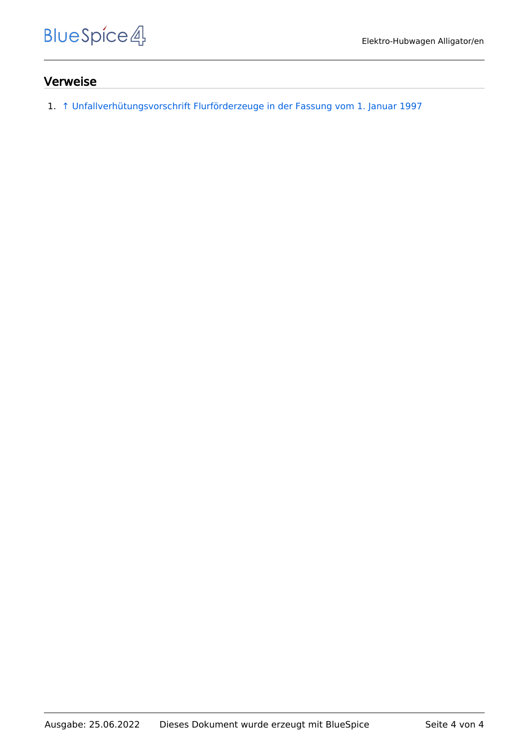## Verweise

1. ↑ Unfallverhütungsvorschrift Flurförderzeuge in der Fassung vom 1. Januar 1997